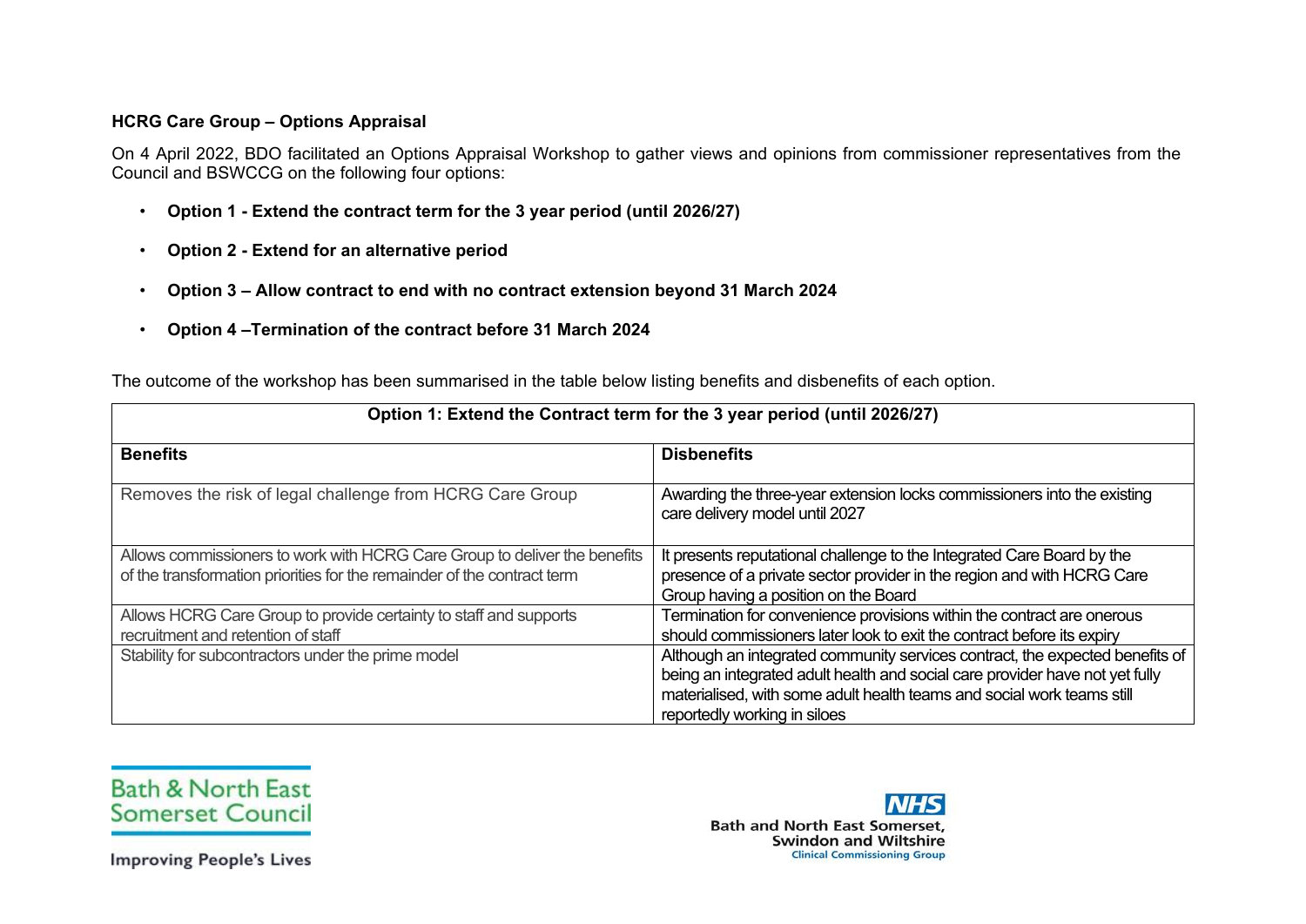**HCRG Care Group – Options Appraisal**

On 4 April 2022, BDO facilitated an Options Appraisal Workshop to gather views and opinions from commissioner representatives from the Council and BSWCCG on the following four options:

- **Option 1 - Extend the contract term for the 3 year period (until 2026/27)**
- **Option 2 - Extend for an alternative period**
- **Option 3 – Allow contract to end with no contract extension beyond 31 March 2024**
- **Option 4 –Termination of the contract before 31 March 2024**

The outcome of the workshop has been summarised in the table below listing benefits and disbenefits of each option.

| **Option 1: Extend the Contract term for the 3 year period (until 2026/27)** | |
|---|---|
| **Benefits** | **Disbenefits** |
| Removes the risk of legal challenge from HCRG Care Group | Awarding the three-year extension locks commissioners into the existing care delivery model until 2027 |
| Allows commissioners to work with HCRG Care Group to deliver the benefits of the transformation priorities for the remainder of the contract term | It presents reputational challenge to the Integrated Care Board by the presence of a private sector provider in the region and with HCRG Care Group having a position on the Board |
| Allows HCRG Care Group to provide certainty to staff and supports recruitment and retention of staff | Termination for convenience provisions within the contract are onerous should commissioners later look to exit the contract before its expiry |
| Stability for subcontractors under the prime model | Although an integrated community services contract, the expected benefits of being an integrated adult health and social care provider have not yet fully materialised, with some adult health teams and social work teams still reportedly working in siloes |

Bath & North East Somerset Council

Improving People's Lives

NHS
Bath and North East Somerset, Swindon and Wiltshire
Clinical Commissioning Group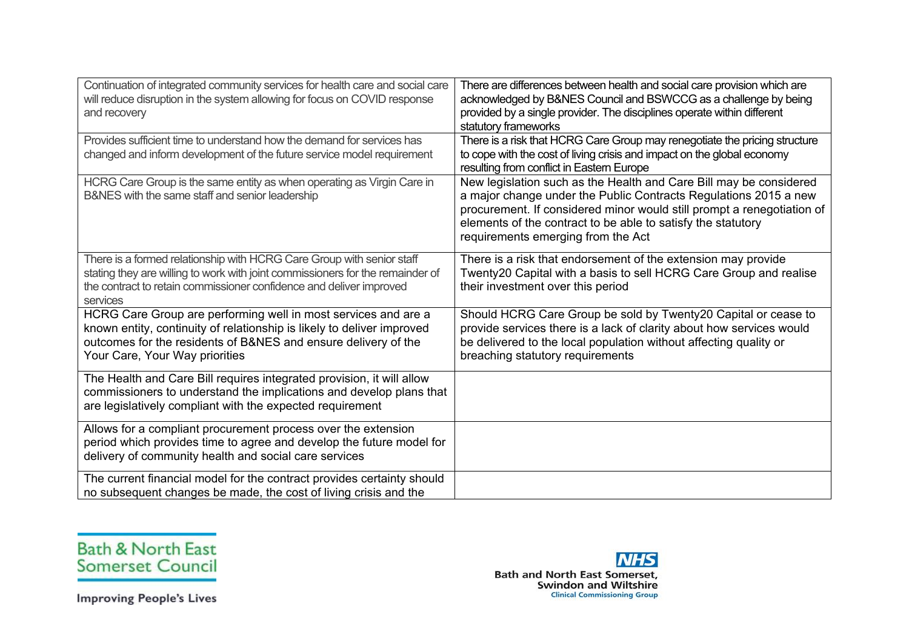| | |
|---|---|
| Continuation of integrated community services for health care and social care will reduce disruption in the system allowing for focus on COVID response and recovery | There are differences between health and social care provision which are acknowledged by B&NES Council and BSWCCG as a challenge by being provided by a single provider. The disciplines operate within different statutory frameworks |
| Provides sufficient time to understand how the demand for services has changed and inform development of the future service model requirement | There is a risk that HCRG Care Group may renegotiate the pricing structure to cope with the cost of living crisis and impact on the global economy resulting from conflict in Eastern Europe |
| HCRG Care Group is the same entity as when operating as Virgin Care in B&NES with the same staff and senior leadership | New legislation such as the Health and Care Bill may be considered a major change under the Public Contracts Regulations 2015 a new procurement. If considered minor would still prompt a renegotiation of elements of the contract to be able to satisfy the statutory requirements emerging from the Act |
| There is a formed relationship with HCRG Care Group with senior staff stating they are willing to work with joint commissioners for the remainder of the contract to retain commissioner confidence and deliver improved services | There is a risk that endorsement of the extension may provide Twenty20 Capital with a basis to sell HCRG Care Group and realise their investment over this period |
| HCRG Care Group are performing well in most services and are a known entity, continuity of relationship is likely to deliver improved outcomes for the residents of B&NES and ensure delivery of the Your Care, Your Way priorities | Should HCRG Care Group be sold by Twenty20 Capital or cease to provide services there is a lack of clarity about how services would be delivered to the local population without affecting quality or breaching statutory requirements |
| The Health and Care Bill requires integrated provision, it will allow commissioners to understand the implications and develop plans that are legislatively compliant with the expected requirement | |
| Allows for a compliant procurement process over the extension period which provides time to agree and develop the future model for delivery of community health and social care services | |
| The current financial model for the contract provides certainty should no subsequent changes be made, the cost of living crisis and the | |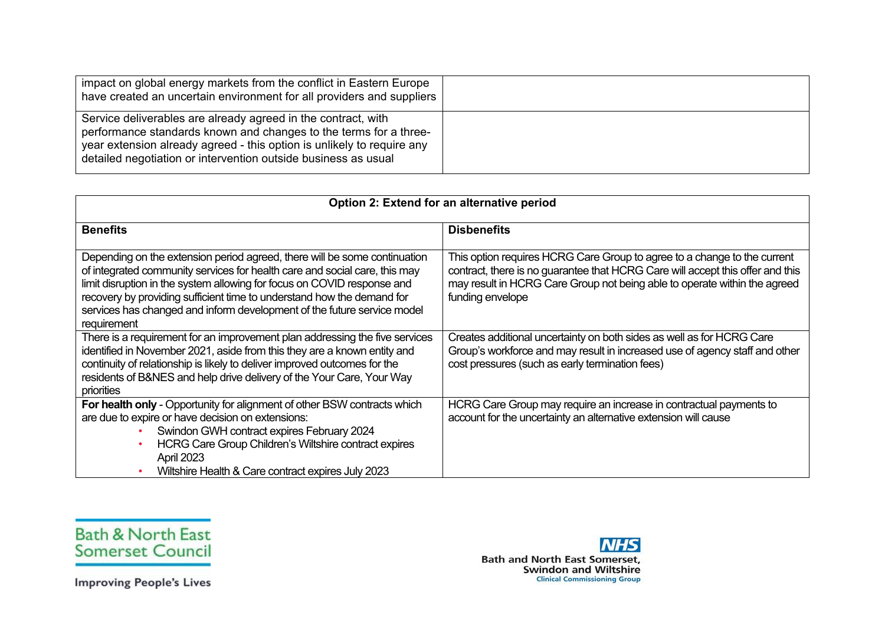| | |
|---|---|
| impact on global energy markets from the conflict in Eastern Europe have created an uncertain environment for all providers and suppliers | |
| Service deliverables are already agreed in the contract, with performance standards known and changes to the terms for a three-year extension already agreed - this option is unlikely to require any detailed negotiation or intervention outside business as usual | |

| **Option 2: Extend for an alternative period** | |
|---|---|
| **Benefits** | **Disbenefits** |
| Depending on the extension period agreed, there will be some continuation of integrated community services for health care and social care, this may limit disruption in the system allowing for focus on COVID response and recovery by providing sufficient time to understand how the demand for services has changed and inform development of the future service model requirement | This option requires HCRG Care Group to agree to a change to the current contract, there is no guarantee that HCRG Care will accept this offer and this may result in HCRG Care Group not being able to operate within the agreed funding envelope |
| There is a requirement for an improvement plan addressing the five services identified in November 2021, aside from this they are a known entity and continuity of relationship is likely to deliver improved outcomes for the residents of B&NES and help drive delivery of the Your Care, Your Way priorities | Creates additional uncertainty on both sides as well as for HCRG Care Group's workforce and may result in increased use of agency staff and other cost pressures (such as early termination fees) |
| **For health only** - Opportunity for alignment of other BSW contracts which are due to expire or have decision on extensions: <br>• Swindon GWH contract expires February 2024 <br>• HCRG Care Group Children's Wiltshire contract expires April 2023 <br>• Wiltshire Health & Care contract expires July 2023 | HCRG Care Group may require an increase in contractual payments to account for the uncertainty an alternative extension will cause |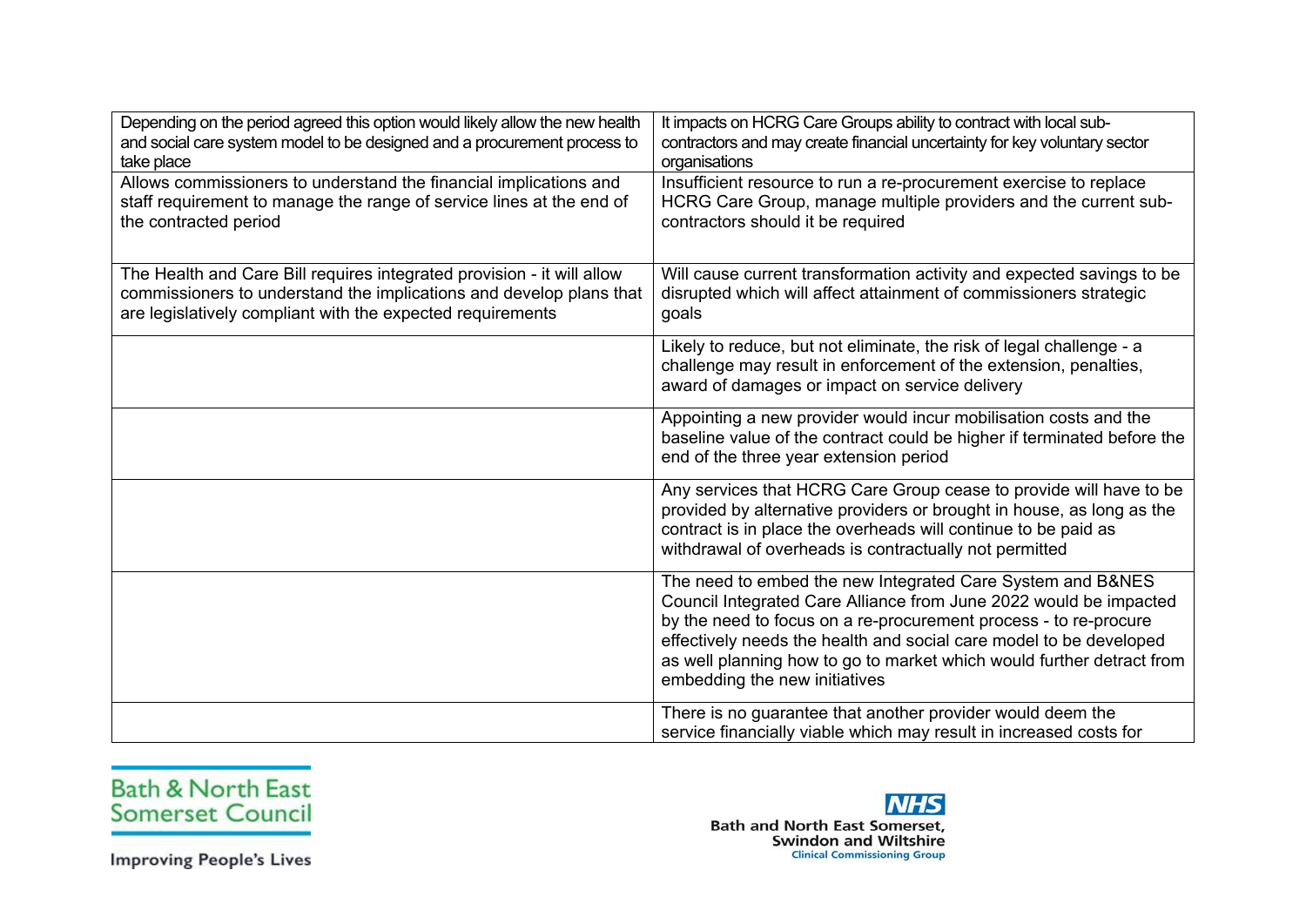| | |
|---|---|
| Depending on the period agreed this option would likely allow the new health and social care system model to be designed and a procurement process to take place | It impacts on HCRG Care Groups ability to contract with local sub-contractors and may create financial uncertainty for key voluntary sector organisations |
| Allows commissioners to understand the financial implications and staff requirement to manage the range of service lines at the end of the contracted period | Insufficient resource to run a re-procurement exercise to replace HCRG Care Group, manage multiple providers and the current sub-contractors should it be required |
| The Health and Care Bill requires integrated provision - it will allow commissioners to understand the implications and develop plans that are legislatively compliant with the expected requirements | Will cause current transformation activity and expected savings to be disrupted which will affect attainment of commissioners strategic goals |
| | Likely to reduce, but not eliminate, the risk of legal challenge - a challenge may result in enforcement of the extension, penalties, award of damages or impact on service delivery |
| | Appointing a new provider would incur mobilisation costs and the baseline value of the contract could be higher if terminated before the end of the three year extension period |
| | Any services that HCRG Care Group cease to provide will have to be provided by alternative providers or brought in house, as long as the contract is in place the overheads will continue to be paid as withdrawal of overheads is contractually not permitted |
| | The need to embed the new Integrated Care System and B&NES Council Integrated Care Alliance from June 2022 would be impacted by the need to focus on a re-procurement process - to re-procure effectively needs the health and social care model to be developed as well planning how to go to market which would further detract from embedding the new initiatives |
| | There is no guarantee that another provider would deem the service financially viable which may result in increased costs for |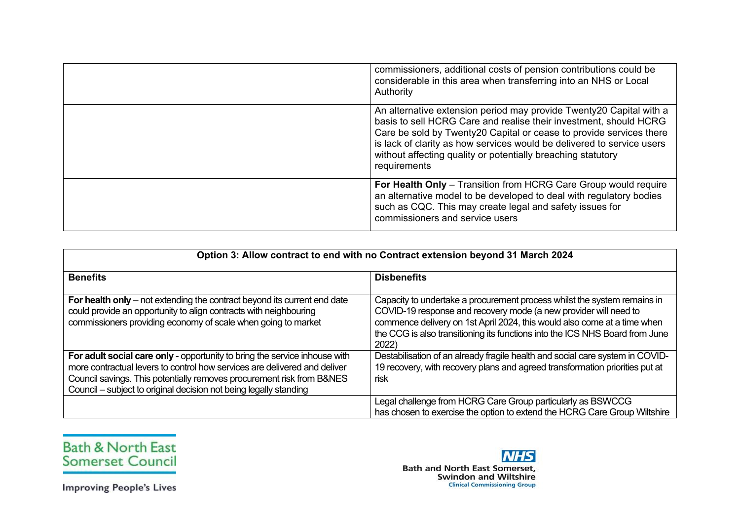| | |
|---|---|
| | commissioners, additional costs of pension contributions could be considerable in this area when transferring into an NHS or Local Authority |
| | An alternative extension period may provide Twenty20 Capital with a basis to sell HCRG Care and realise their investment, should HCRG Care be sold by Twenty20 Capital or cease to provide services there is lack of clarity as how services would be delivered to service users without affecting quality or potentially breaching statutory requirements |
| | **For Health Only** – Transition from HCRG Care Group would require an alternative model to be developed to deal with regulatory bodies such as CQC. This may create legal and safety issues for commissioners and service users |

| **Option 3: Allow contract to end with no Contract extension beyond 31 March 2024** | |
|---|---|
| **Benefits** | **Disbenefits** |
| **For health only** – not extending the contract beyond its current end date could provide an opportunity to align contracts with neighbouring commissioners providing economy of scale when going to market | Capacity to undertake a procurement process whilst the system remains in COVID-19 response and recovery mode (a new provider will need to commence delivery on 1st April 2024, this would also come at a time when the CCG is also transitioning its functions into the ICS NHS Board from June 2022) |
| **For adult social care only** - opportunity to bring the service inhouse with more contractual levers to control how services are delivered and deliver Council savings. This potentially removes procurement risk from B&NES Council – subject to original decision not being legally standing | Destabilisation of an already fragile health and social care system in COVID-19 recovery, with recovery plans and agreed transformation priorities put at risk |
| | Legal challenge from HCRG Care Group particularly as BSWCCG has chosen to exercise the option to extend the HCRG Care Group Wiltshire |

Bath & North East Somerset Council

Improving People's Lives

NHS Bath and North East Somerset, Swindon and Wiltshire Clinical Commissioning Group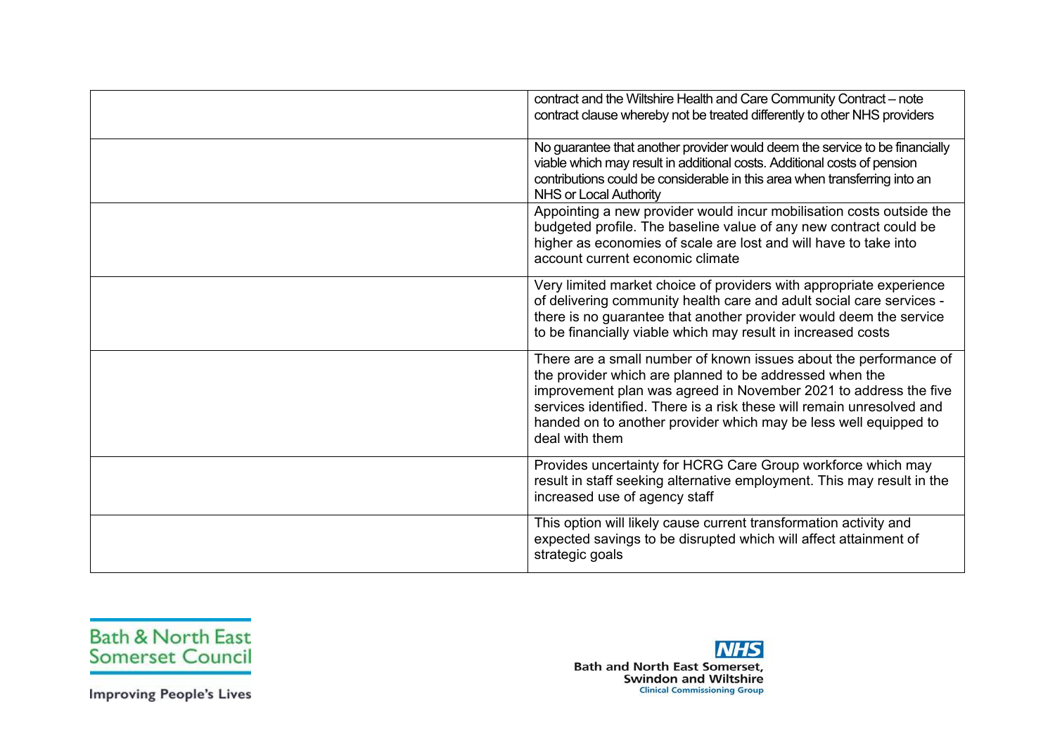| | |
|---|---|
| | contract and the Wiltshire Health and Care Community Contract – note contract clause whereby not be treated differently to other NHS providers |
| | No guarantee that another provider would deem the service to be financially viable which may result in additional costs. Additional costs of pension contributions could be considerable in this area when transferring into an NHS or Local Authority |
| | Appointing a new provider would incur mobilisation costs outside the budgeted profile. The baseline value of any new contract could be higher as economies of scale are lost and will have to take into account current economic climate |
| | Very limited market choice of providers with appropriate experience of delivering community health care and adult social care services - there is no guarantee that another provider would deem the service to be financially viable which may result in increased costs |
| | There are a small number of known issues about the performance of the provider which are planned to be addressed when the improvement plan was agreed in November 2021 to address the five services identified. There is a risk these will remain unresolved and handed on to another provider which may be less well equipped to deal with them |
| | Provides uncertainty for HCRG Care Group workforce which may result in staff seeking alternative employment. This may result in the increased use of agency staff |
| | This option will likely cause current transformation activity and expected savings to be disrupted which will affect attainment of strategic goals |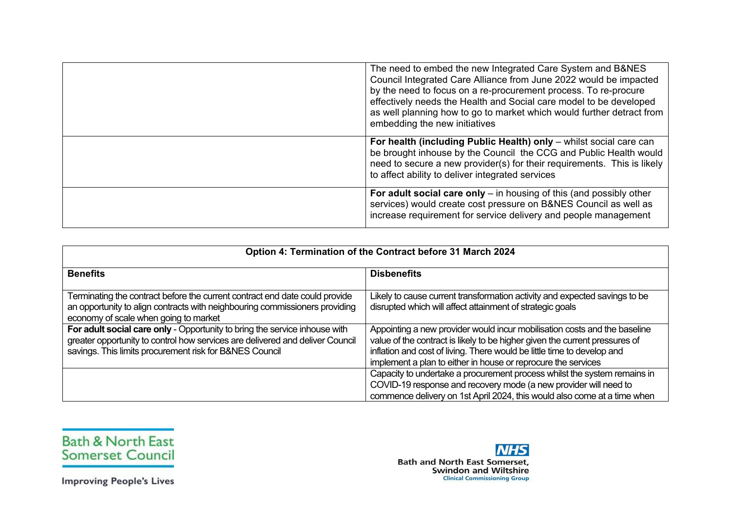| | |
|---|---|
| | The need to embed the new Integrated Care System and B&NES Council Integrated Care Alliance from June 2022 would be impacted by the need to focus on a re-procurement process. To re-procure effectively needs the Health and Social care model to be developed as well planning how to go to market which would further detract from embedding the new initiatives |
| | **For health (including Public Health) only** – whilst social care can be brought inhouse by the Council the CCG and Public Health would need to secure a new provider(s) for their requirements. This is likely to affect ability to deliver integrated services |
| | **For adult social care only** – in housing of this (and possibly other services) would create cost pressure on B&NES Council as well as increase requirement for service delivery and people management |

| **Option 4: Termination of the Contract before 31 March 2024** | |
|---|---|
| **Benefits** | **Disbenefits** |
| Terminating the contract before the current contract end date could provide an opportunity to align contracts with neighbouring commissioners providing economy of scale when going to market | Likely to cause current transformation activity and expected savings to be disrupted which will affect attainment of strategic goals |
| **For adult social care only** - Opportunity to bring the service inhouse with greater opportunity to control how services are delivered and deliver Council savings. This limits procurement risk for B&NES Council | Appointing a new provider would incur mobilisation costs and the baseline value of the contract is likely to be higher given the current pressures of inflation and cost of living. There would be little time to develop and implement a plan to either in house or reprocure the services |
| | Capacity to undertake a procurement process whilst the system remains in COVID-19 response and recovery mode (a new provider will need to commence delivery on 1st April 2024, this would also come at a time when |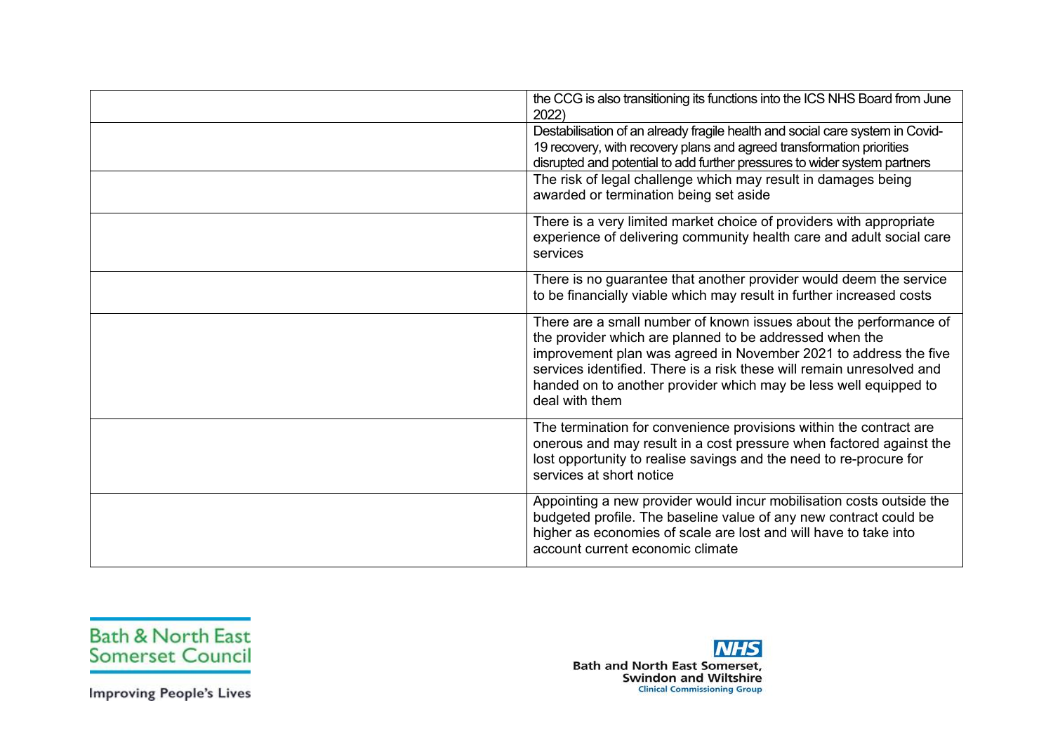| | |
|---|---|
| | the CCG is also transitioning its functions into the ICS NHS Board from June 2022) |
| | Destabilisation of an already fragile health and social care system in Covid-19 recovery, with recovery plans and agreed transformation priorities disrupted and potential to add further pressures to wider system partners |
| | The risk of legal challenge which may result in damages being awarded or termination being set aside |
| | There is a very limited market choice of providers with appropriate experience of delivering community health care and adult social care services |
| | There is no guarantee that another provider would deem the service to be financially viable which may result in further increased costs |
| | There are a small number of known issues about the performance of the provider which are planned to be addressed when the improvement plan was agreed in November 2021 to address the five services identified. There is a risk these will remain unresolved and handed on to another provider which may be less well equipped to deal with them |
| | The termination for convenience provisions within the contract are onerous and may result in a cost pressure when factored against the lost opportunity to realise savings and the need to re-procure for services at short notice |
| | Appointing a new provider would incur mobilisation costs outside the budgeted profile. The baseline value of any new contract could be higher as economies of scale are lost and will have to take into account current economic climate |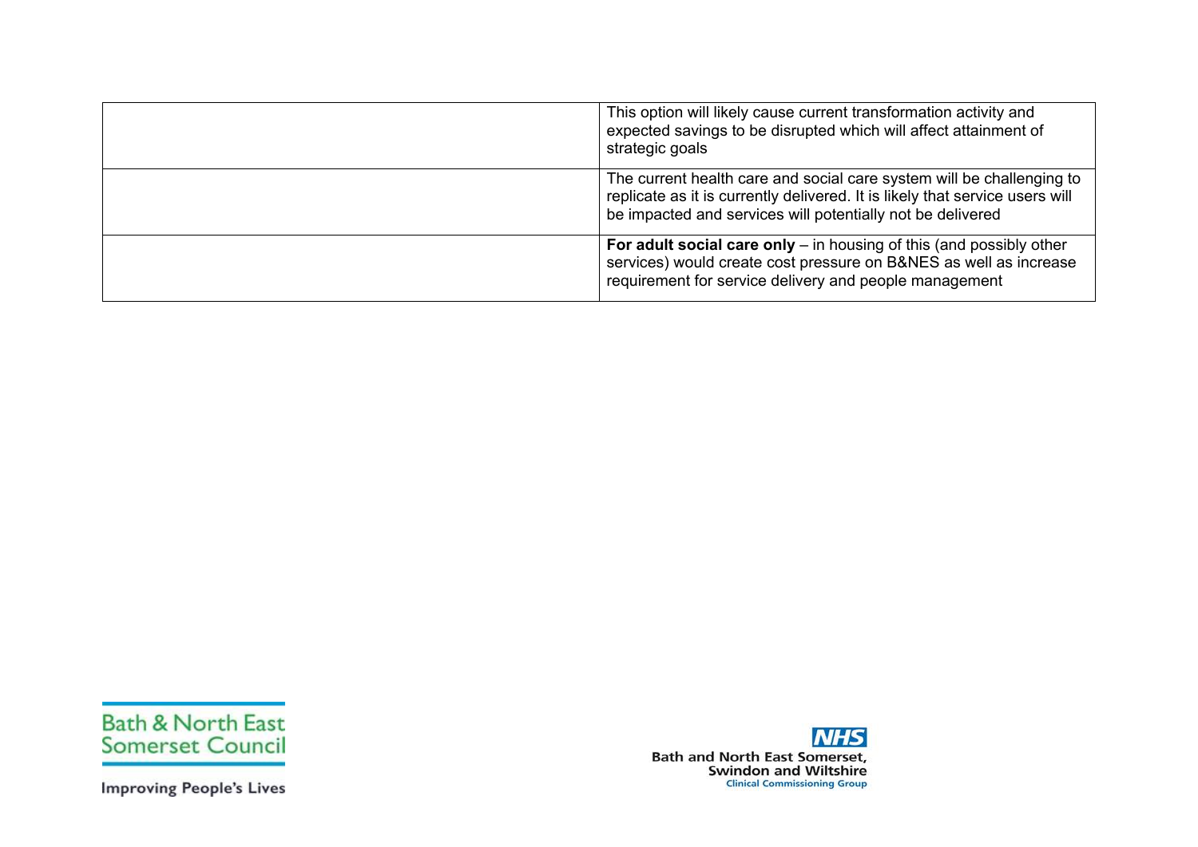| | |
|---|---|
| | This option will likely cause current transformation activity and expected savings to be disrupted which will affect attainment of strategic goals |
| | The current health care and social care system will be challenging to replicate as it is currently delivered. It is likely that service users will be impacted and services will potentially not be delivered |
| | **For adult social care only** – in housing of this (and possibly other services) would create cost pressure on B&NES as well as increase requirement for service delivery and people management |